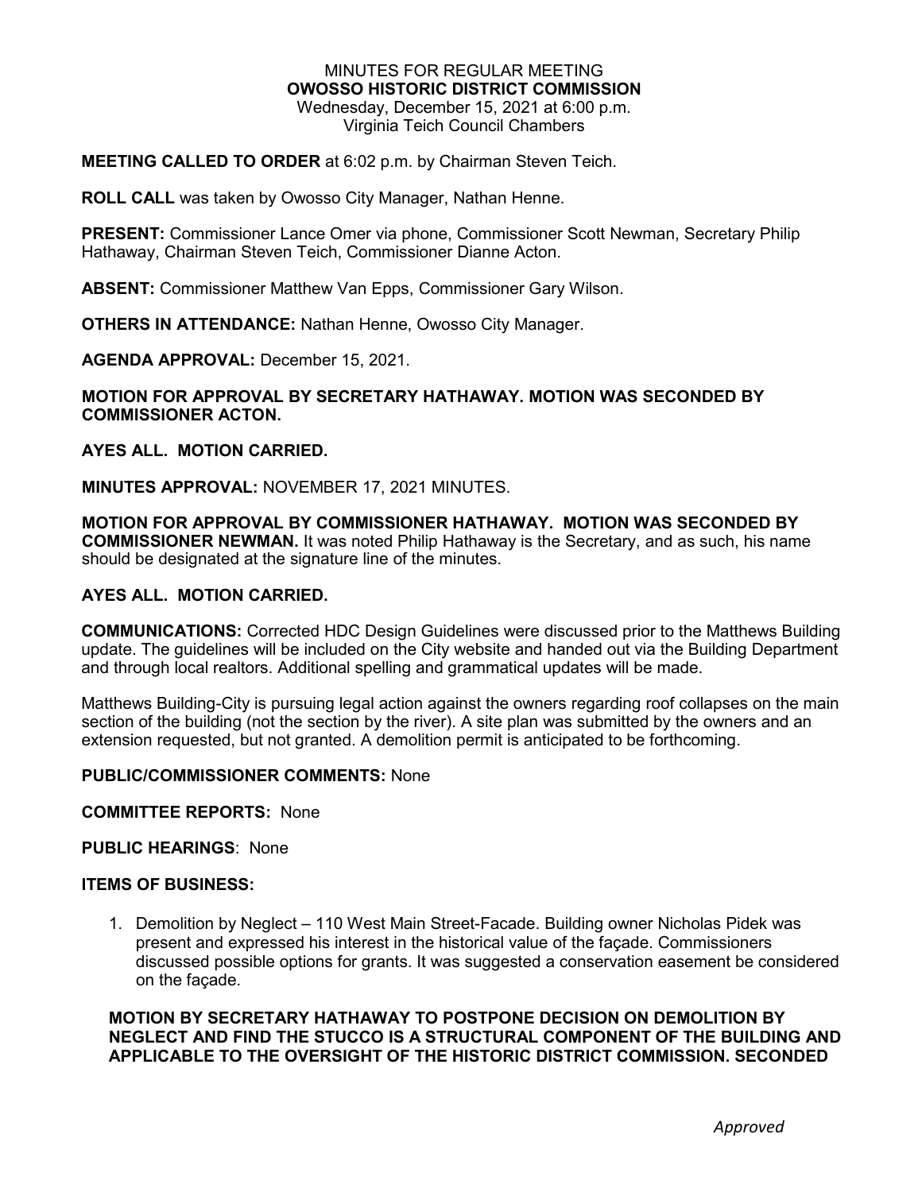MINUTES FOR REGULAR MEETING
**OWOSSO HISTORIC DISTRICT COMMISSION**
Wednesday, December 15, 2021 at 6:00 p.m.
Virginia Teich Council Chambers

**MEETING CALLED TO ORDER** at 6:02 p.m. by Chairman Steven Teich.

**ROLL CALL** was taken by Owosso City Manager, Nathan Henne.

**PRESENT:** Commissioner Lance Omer via phone, Commissioner Scott Newman, Secretary Philip Hathaway, Chairman Steven Teich, Commissioner Dianne Acton.

**ABSENT:** Commissioner Matthew Van Epps, Commissioner Gary Wilson.

**OTHERS IN ATTENDANCE:** Nathan Henne, Owosso City Manager.

**AGENDA APPROVAL:** December 15, 2021.

**MOTION FOR APPROVAL BY SECRETARY HATHAWAY. MOTION WAS SECONDED BY COMMISSIONER ACTON.**

**AYES ALL. MOTION CARRIED.**

**MINUTES APPROVAL:** NOVEMBER 17, 2021 MINUTES.

**MOTION FOR APPROVAL BY COMMISSIONER HATHAWAY. MOTION WAS SECONDED BY COMMISSIONER NEWMAN.** It was noted Philip Hathaway is the Secretary, and as such, his name should be designated at the signature line of the minutes.

**AYES ALL. MOTION CARRIED.**

**COMMUNICATIONS:** Corrected HDC Design Guidelines were discussed prior to the Matthews Building update. The guidelines will be included on the City website and handed out via the Building Department and through local realtors. Additional spelling and grammatical updates will be made.

Matthews Building-City is pursuing legal action against the owners regarding roof collapses on the main section of the building (not the section by the river). A site plan was submitted by the owners and an extension requested, but not granted. A demolition permit is anticipated to be forthcoming.

**PUBLIC/COMMISSIONER COMMENTS:** None

**COMMITTEE REPORTS:** None

**PUBLIC HEARINGS**: None

**ITEMS OF BUSINESS:**

1. Demolition by Neglect – 110 West Main Street-Facade. Building owner Nicholas Pidek was present and expressed his interest in the historical value of the façade. Commissioners discussed possible options for grants. It was suggested a conservation easement be considered on the façade.

**MOTION BY SECRETARY HATHAWAY TO POSTPONE DECISION ON DEMOLITION BY NEGLECT AND FIND THE STUCCO IS A STRUCTURAL COMPONENT OF THE BUILDING AND APPLICABLE TO THE OVERSIGHT OF THE HISTORIC DISTRICT COMMISSION. SECONDED**

*Approved*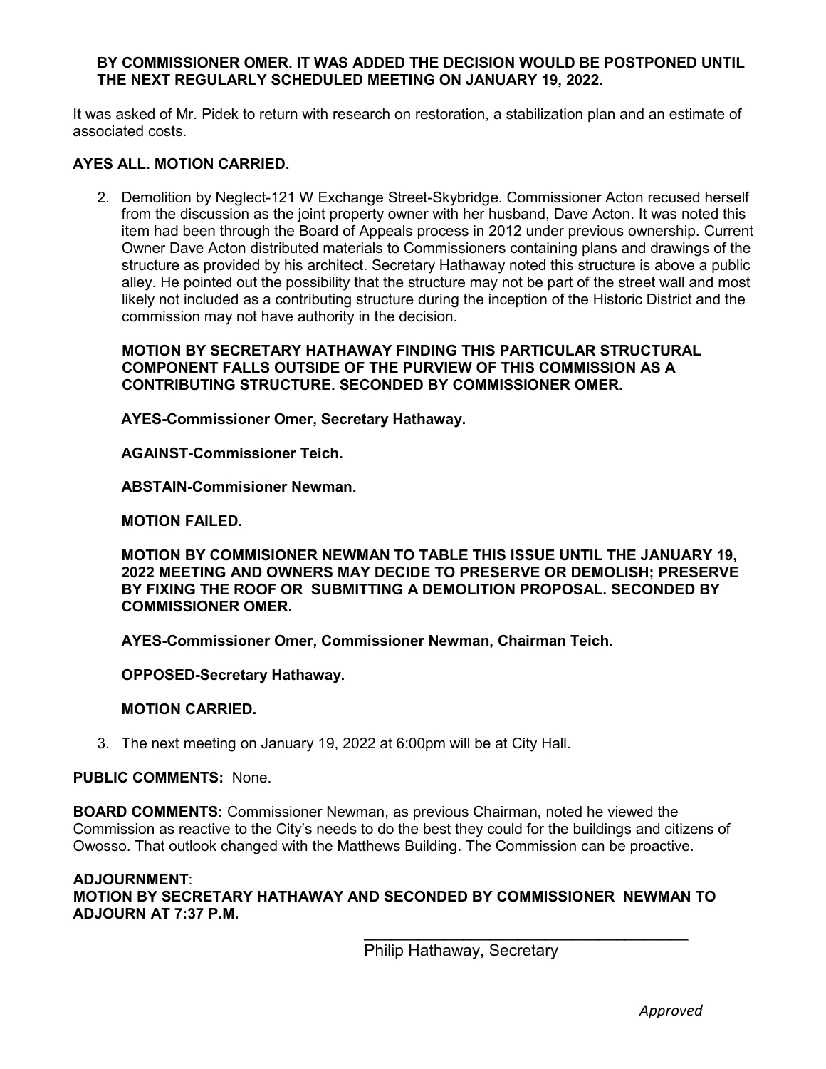**BY COMMISSIONER OMER. IT WAS ADDED THE DECISION WOULD BE POSTPONED UNTIL THE NEXT REGULARLY SCHEDULED MEETING ON JANUARY 19, 2022.**

It was asked of Mr. Pidek to return with research on restoration, a stabilization plan and an estimate of associated costs.

**AYES ALL. MOTION CARRIED.**

2. Demolition by Neglect-121 W Exchange Street-Skybridge. Commissioner Acton recused herself from the discussion as the joint property owner with her husband, Dave Acton. It was noted this item had been through the Board of Appeals process in 2012 under previous ownership. Current Owner Dave Acton distributed materials to Commissioners containing plans and drawings of the structure as provided by his architect. Secretary Hathaway noted this structure is above a public alley. He pointed out the possibility that the structure may not be part of the street wall and most likely not included as a contributing structure during the inception of the Historic District and the commission may not have authority in the decision.

   **MOTION BY SECRETARY HATHAWAY FINDING THIS PARTICULAR STRUCTURAL COMPONENT FALLS OUTSIDE OF THE PURVIEW OF THIS COMMISSION AS A CONTRIBUTING STRUCTURE. SECONDED BY COMMISSIONER OMER.**

   **AYES-Commissioner Omer, Secretary Hathaway.**

   **AGAINST-Commissioner Teich.**

   **ABSTAIN-Commisioner Newman.**

   **MOTION FAILED.**

   **MOTION BY COMMISIONER NEWMAN TO TABLE THIS ISSUE UNTIL THE JANUARY 19, 2022 MEETING AND OWNERS MAY DECIDE TO PRESERVE OR DEMOLISH; PRESERVE BY FIXING THE ROOF OR SUBMITTING A DEMOLITION PROPOSAL. SECONDED BY COMMISSIONER OMER.**

   **AYES-Commissioner Omer, Commissioner Newman, Chairman Teich.**

   **OPPOSED-Secretary Hathaway.**

   **MOTION CARRIED.**

3. The next meeting on January 19, 2022 at 6:00pm will be at City Hall.

**PUBLIC COMMENTS:** None.

**BOARD COMMENTS:** Commissioner Newman, as previous Chairman, noted he viewed the Commission as reactive to the City's needs to do the best they could for the buildings and citizens of Owosso. That outlook changed with the Matthews Building. The Commission can be proactive.

**ADJOURNMENT**:
**MOTION BY SECRETARY HATHAWAY AND SECONDED BY COMMISSIONER NEWMAN TO ADJOURN AT 7:37 P.M.**

\_\_\_\_\_\_\_\_\_\_\_\_\_\_\_\_\_\_\_\_\_\_\_\_\_\_\_\_\_\_\_\_\_\_\_\_\_\_
Philip Hathaway, Secretary

*Approved*